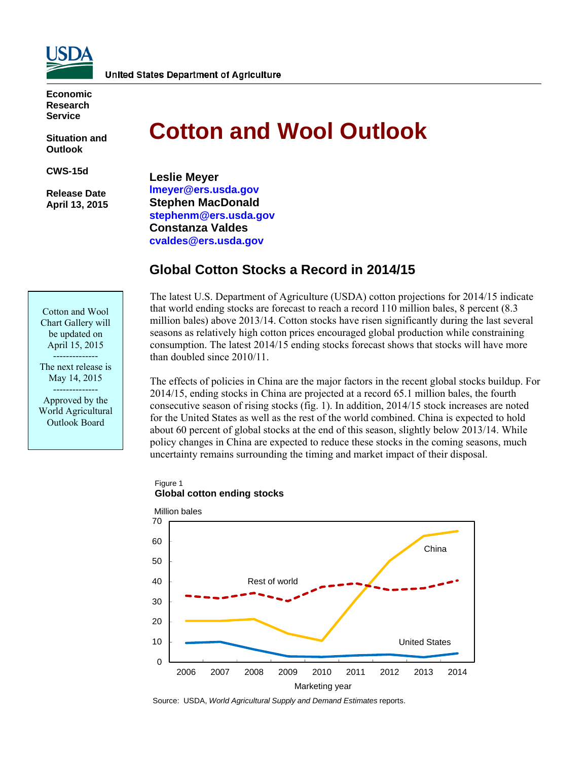**United States Department of Agriculture**

**Economic Research Service**

**Situation and Outlook**

**CWS-15d**

**Release Date April 13, 2015**

# Cotton and Wool Outlook

**Leslie Meyer**
**lmeyer@ers.usda.gov**
**Stephen MacDonald**
**stephenm@ers.usda.gov**
**Constanza Valdes**
**cvaldes@ers.usda.gov**

Cotton and Wool Chart Gallery will be updated on April 15, 2015

--------------

The next release is May 14, 2015

--------------

Approved by the World Agricultural Outlook Board

## Global Cotton Stocks a Record in 2014/15

The latest U.S. Department of Agriculture (USDA) cotton projections for 2014/15 indicate that world ending stocks are forecast to reach a record 110 million bales, 8 percent (8.3 million bales) above 2013/14. Cotton stocks have risen significantly during the last several seasons as relatively high cotton prices encouraged global production while constraining consumption. The latest 2014/15 ending stocks forecast shows that stocks will have more than doubled since 2010/11.

The effects of policies in China are the major factors in the recent global stocks buildup. For 2014/15, ending stocks in China are projected at a record 65.1 million bales, the fourth consecutive season of rising stocks (fig. 1). In addition, 2014/15 stock increases are noted for the United States as well as the rest of the world combined. China is expected to hold about 60 percent of global stocks at the end of this season, slightly below 2013/14. While policy changes in China are expected to reduce these stocks in the coming seasons, much uncertainty remains surrounding the timing and market impact of their disposal.

Figure 1
**Global cotton ending stocks**

Million bales
70
60
50
40
30
20
10
0
2006 2007 2008 2009 2010 2011 2012 2013 2014
Marketing year
China
Rest of world
United States

Source: USDA, *World Agricultural Supply and Demand Estimates* reports.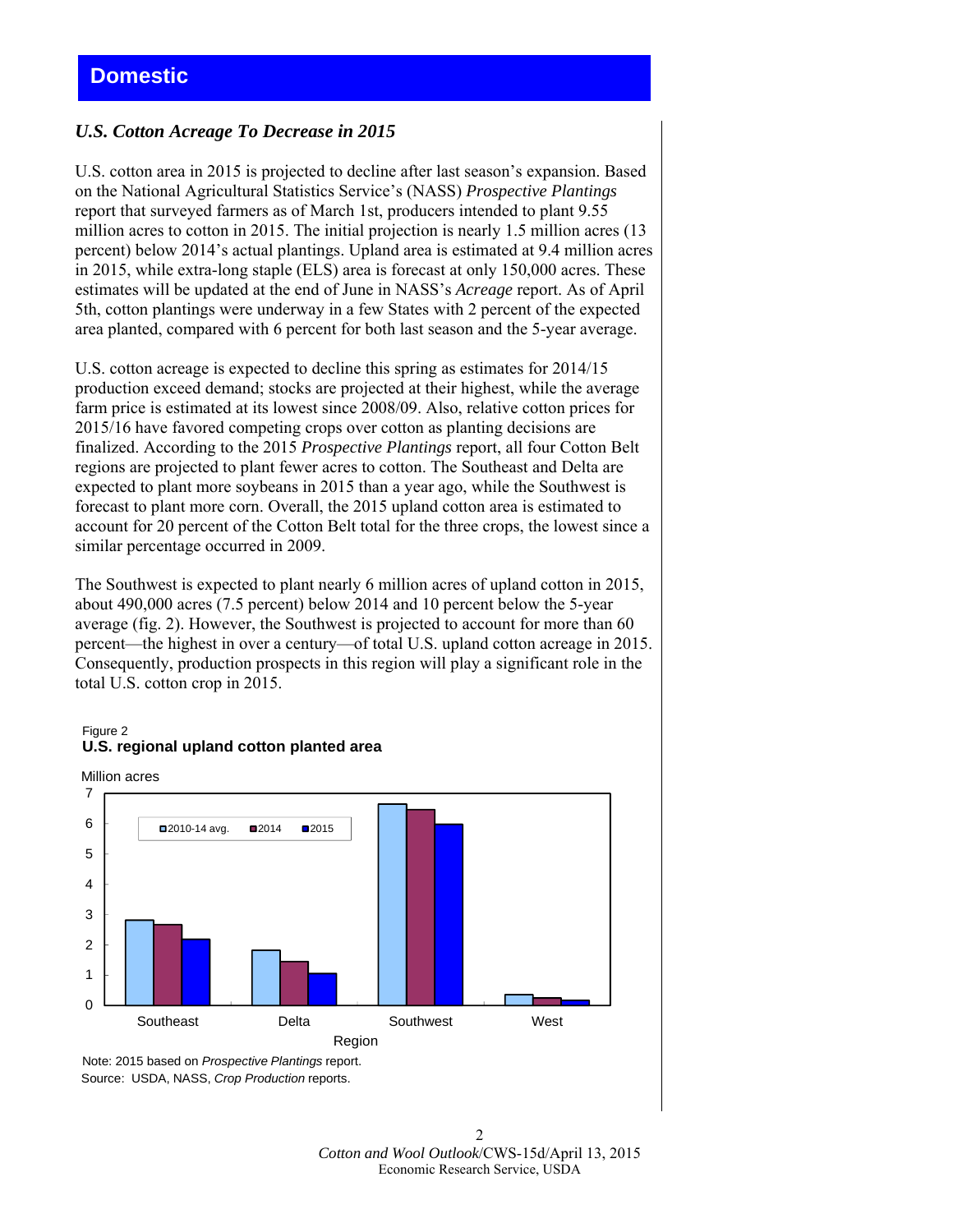# Domestic

## *U.S. Cotton Acreage To Decrease in 2015*

U.S. cotton area in 2015 is projected to decline after last season's expansion. Based on the National Agricultural Statistics Service's (NASS) *Prospective Plantings* report that surveyed farmers as of March 1st, producers intended to plant 9.55 million acres to cotton in 2015. The initial projection is nearly 1.5 million acres (13 percent) below 2014's actual plantings. Upland area is estimated at 9.4 million acres in 2015, while extra-long staple (ELS) area is forecast at only 150,000 acres. These estimates will be updated at the end of June in NASS's *Acreage* report. As of April 5th, cotton plantings were underway in a few States with 2 percent of the expected area planted, compared with 6 percent for both last season and the 5-year average.

U.S. cotton acreage is expected to decline this spring as estimates for 2014/15 production exceed demand; stocks are projected at their highest, while the average farm price is estimated at its lowest since 2008/09. Also, relative cotton prices for 2015/16 have favored competing crops over cotton as planting decisions are finalized. According to the 2015 *Prospective Plantings* report, all four Cotton Belt regions are projected to plant fewer acres to cotton. The Southeast and Delta are expected to plant more soybeans in 2015 than a year ago, while the Southwest is forecast to plant more corn. Overall, the 2015 upland cotton area is estimated to account for 20 percent of the Cotton Belt total for the three crops, the lowest since a similar percentage occurred in 2009.

The Southwest is expected to plant nearly 6 million acres of upland cotton in 2015, about 490,000 acres (7.5 percent) below 2014 and 10 percent below the 5-year average (fig. 2). However, the Southwest is projected to account for more than 60 percent—the highest in over a century—of total U.S. upland cotton acreage in 2015. Consequently, production prospects in this region will play a significant role in the total U.S. cotton crop in 2015.

Figure 2
**U.S. regional upland cotton planted area**

Million acres
7
6
5
4
3
2
1
0

2010-14 avg. 2014 2015

Southeast Delta Southwest West
Region

Note: 2015 based on *Prospective Plantings* report.
Source: USDA, NASS, *Crop Production* reports.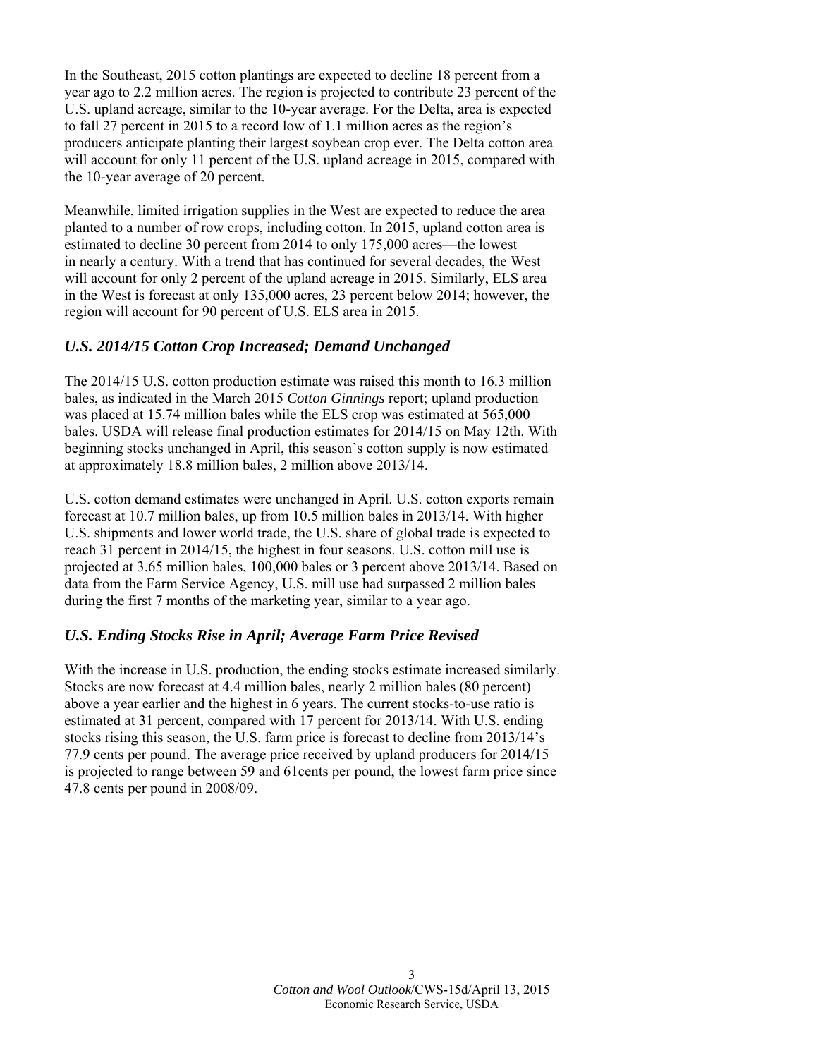In the Southeast, 2015 cotton plantings are expected to decline 18 percent from a year ago to 2.2 million acres. The region is projected to contribute 23 percent of the U.S. upland acreage, similar to the 10-year average. For the Delta, area is expected to fall 27 percent in 2015 to a record low of 1.1 million acres as the region's producers anticipate planting their largest soybean crop ever. The Delta cotton area will account for only 11 percent of the U.S. upland acreage in 2015, compared with the 10-year average of 20 percent.

Meanwhile, limited irrigation supplies in the West are expected to reduce the area planted to a number of row crops, including cotton. In 2015, upland cotton area is estimated to decline 30 percent from 2014 to only 175,000 acres—the lowest in nearly a century. With a trend that has continued for several decades, the West will account for only 2 percent of the upland acreage in 2015. Similarly, ELS area in the West is forecast at only 135,000 acres, 23 percent below 2014; however, the region will account for 90 percent of U.S. ELS area in 2015.

## *U.S. 2014/15 Cotton Crop Increased; Demand Unchanged*

The 2014/15 U.S. cotton production estimate was raised this month to 16.3 million bales, as indicated in the March 2015 *Cotton Ginnings* report; upland production was placed at 15.74 million bales while the ELS crop was estimated at 565,000 bales. USDA will release final production estimates for 2014/15 on May 12th. With beginning stocks unchanged in April, this season's cotton supply is now estimated at approximately 18.8 million bales, 2 million above 2013/14.

U.S. cotton demand estimates were unchanged in April. U.S. cotton exports remain forecast at 10.7 million bales, up from 10.5 million bales in 2013/14. With higher U.S. shipments and lower world trade, the U.S. share of global trade is expected to reach 31 percent in 2014/15, the highest in four seasons. U.S. cotton mill use is projected at 3.65 million bales, 100,000 bales or 3 percent above 2013/14. Based on data from the Farm Service Agency, U.S. mill use had surpassed 2 million bales during the first 7 months of the marketing year, similar to a year ago.

## *U.S. Ending Stocks Rise in April; Average Farm Price Revised*

With the increase in U.S. production, the ending stocks estimate increased similarly. Stocks are now forecast at 4.4 million bales, nearly 2 million bales (80 percent) above a year earlier and the highest in 6 years. The current stocks-to-use ratio is estimated at 31 percent, compared with 17 percent for 2013/14. With U.S. ending stocks rising this season, the U.S. farm price is forecast to decline from 2013/14's 77.9 cents per pound. The average price received by upland producers for 2014/15 is projected to range between 59 and 61cents per pound, the lowest farm price since 47.8 cents per pound in 2008/09.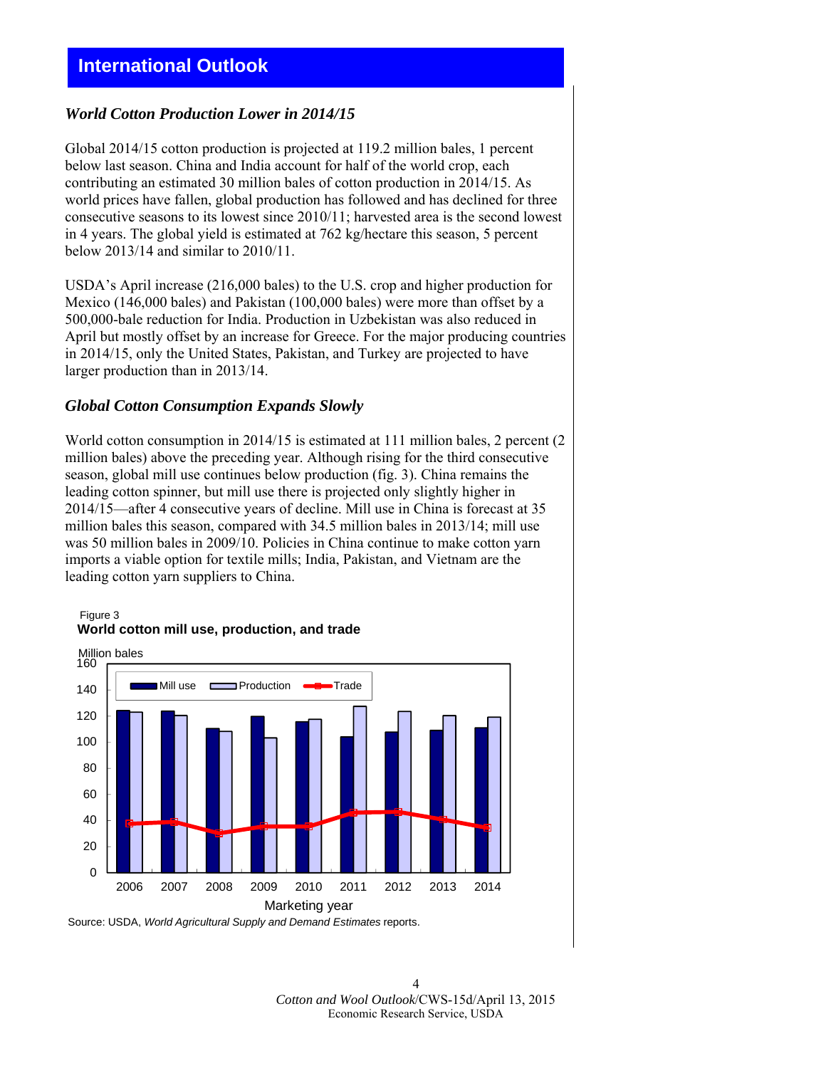# International Outlook

## *World Cotton Production Lower in 2014/15*

Global 2014/15 cotton production is projected at 119.2 million bales, 1 percent below last season. China and India account for half of the world crop, each contributing an estimated 30 million bales of cotton production in 2014/15. As world prices have fallen, global production has followed and has declined for three consecutive seasons to its lowest since 2010/11; harvested area is the second lowest in 4 years. The global yield is estimated at 762 kg/hectare this season, 5 percent below 2013/14 and similar to 2010/11.

USDA's April increase (216,000 bales) to the U.S. crop and higher production for Mexico (146,000 bales) and Pakistan (100,000 bales) were more than offset by a 500,000-bale reduction for India. Production in Uzbekistan was also reduced in April but mostly offset by an increase for Greece. For the major producing countries in 2014/15, only the United States, Pakistan, and Turkey are projected to have larger production than in 2013/14.

## *Global Cotton Consumption Expands Slowly*

World cotton consumption in 2014/15 is estimated at 111 million bales, 2 percent (2 million bales) above the preceding year. Although rising for the third consecutive season, global mill use continues below production (fig. 3). China remains the leading cotton spinner, but mill use there is projected only slightly higher in 2014/15—after 4 consecutive years of decline. Mill use in China is forecast at 35 million bales this season, compared with 34.5 million bales in 2013/14; mill use was 50 million bales in 2009/10. Policies in China continue to make cotton yarn imports a viable option for textile mills; India, Pakistan, and Vietnam are the leading cotton yarn suppliers to China.

Figure 3
**World cotton mill use, production, and trade**

Million bales
160
140
120
100
80
60
40
20
0

Mill use
Production
Trade

2006
2007
2008
2009
2010
2011
2012
2013
2014

Marketing year

Source: USDA, *World Agricultural Supply and Demand Estimates* reports.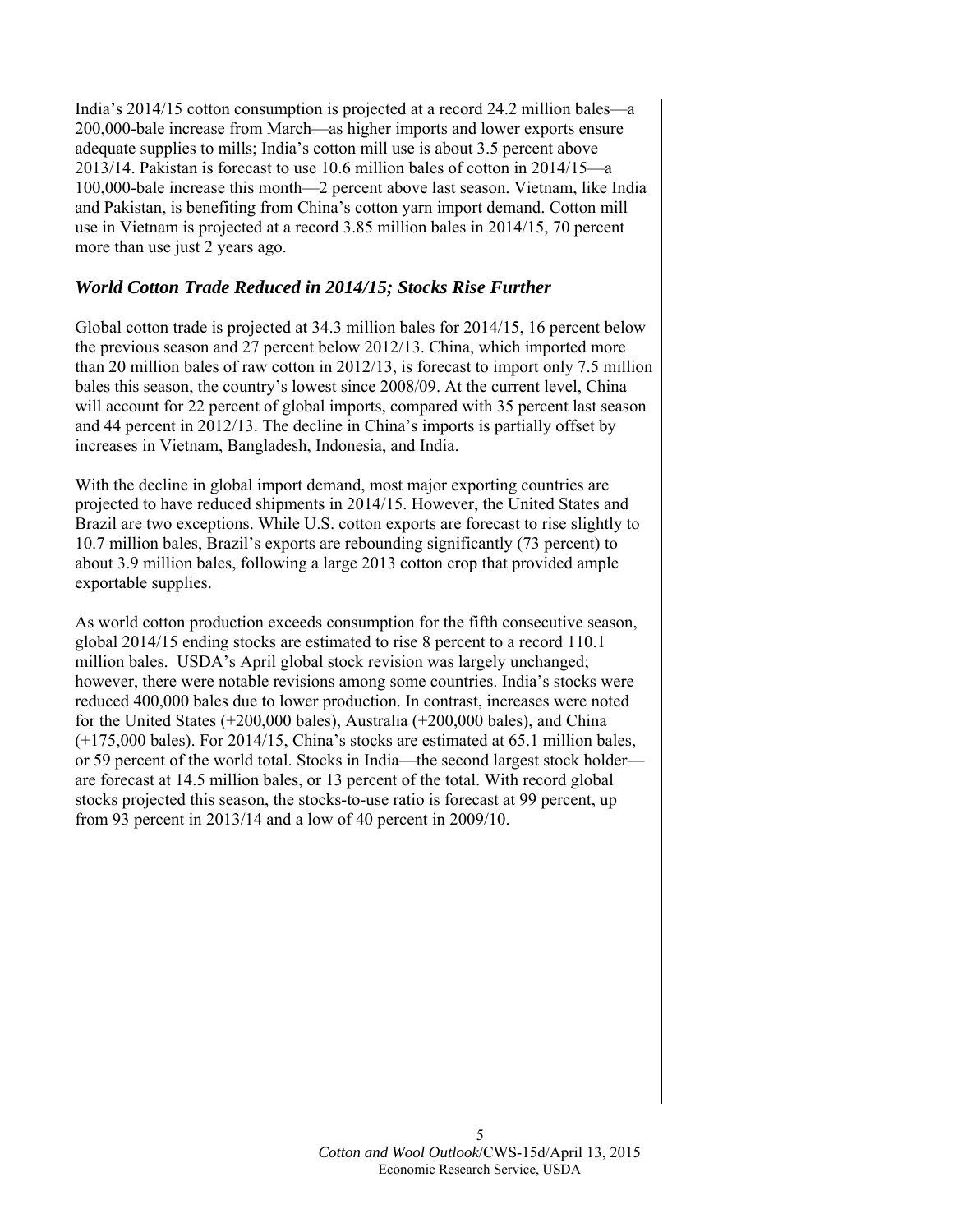India's 2014/15 cotton consumption is projected at a record 24.2 million bales—a 200,000-bale increase from March—as higher imports and lower exports ensure adequate supplies to mills; India's cotton mill use is about 3.5 percent above 2013/14. Pakistan is forecast to use 10.6 million bales of cotton in 2014/15—a 100,000-bale increase this month—2 percent above last season. Vietnam, like India and Pakistan, is benefiting from China's cotton yarn import demand. Cotton mill use in Vietnam is projected at a record 3.85 million bales in 2014/15, 70 percent more than use just 2 years ago.

### *World Cotton Trade Reduced in 2014/15; Stocks Rise Further*

Global cotton trade is projected at 34.3 million bales for 2014/15, 16 percent below the previous season and 27 percent below 2012/13. China, which imported more than 20 million bales of raw cotton in 2012/13, is forecast to import only 7.5 million bales this season, the country's lowest since 2008/09. At the current level, China will account for 22 percent of global imports, compared with 35 percent last season and 44 percent in 2012/13. The decline in China's imports is partially offset by increases in Vietnam, Bangladesh, Indonesia, and India.

With the decline in global import demand, most major exporting countries are projected to have reduced shipments in 2014/15. However, the United States and Brazil are two exceptions. While U.S. cotton exports are forecast to rise slightly to 10.7 million bales, Brazil's exports are rebounding significantly (73 percent) to about 3.9 million bales, following a large 2013 cotton crop that provided ample exportable supplies.

As world cotton production exceeds consumption for the fifth consecutive season, global 2014/15 ending stocks are estimated to rise 8 percent to a record 110.1 million bales. USDA's April global stock revision was largely unchanged; however, there were notable revisions among some countries. India's stocks were reduced 400,000 bales due to lower production. In contrast, increases were noted for the United States (+200,000 bales), Australia (+200,000 bales), and China (+175,000 bales). For 2014/15, China's stocks are estimated at 65.1 million bales, or 59 percent of the world total. Stocks in India—the second largest stock holder—are forecast at 14.5 million bales, or 13 percent of the total. With record global stocks projected this season, the stocks-to-use ratio is forecast at 99 percent, up from 93 percent in 2013/14 and a low of 40 percent in 2009/10.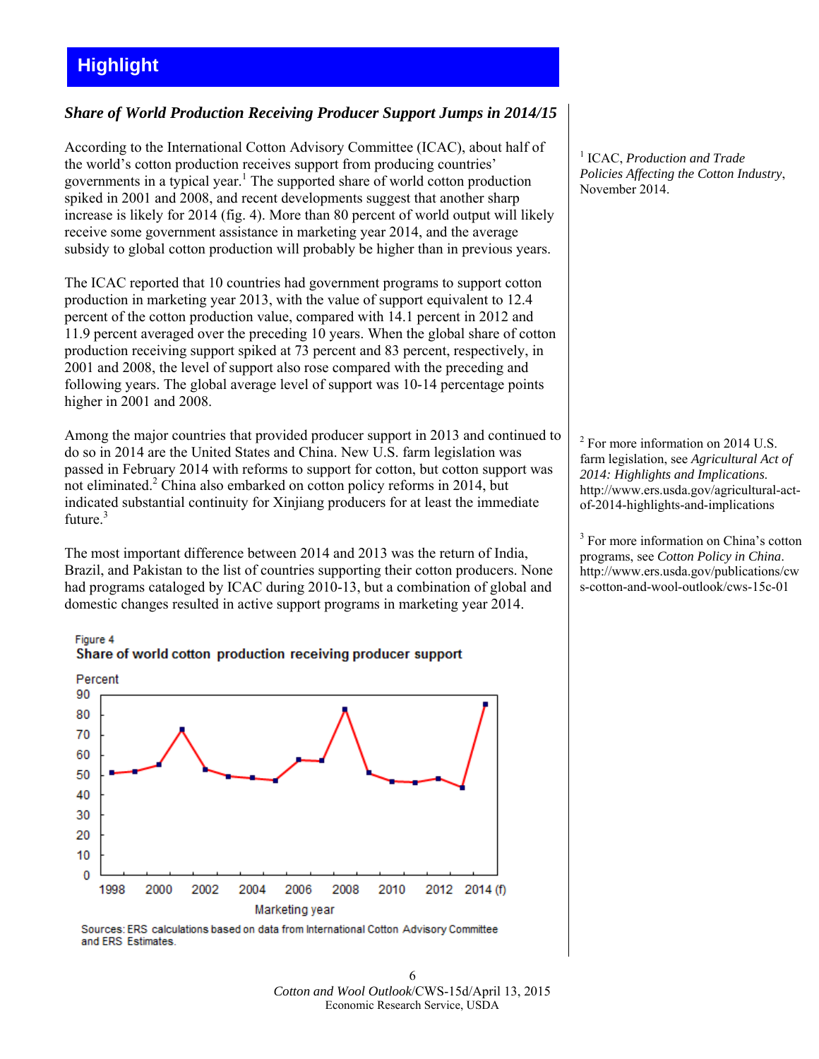## Highlight

### *Share of World Production Receiving Producer Support Jumps in 2014/15*

According to the International Cotton Advisory Committee (ICAC), about half of the world's cotton production receives support from producing countries' governments in a typical year.[1] The supported share of world cotton production spiked in 2001 and 2008, and recent developments suggest that another sharp increase is likely for 2014 (fig. 4). More than 80 percent of world output will likely receive some government assistance in marketing year 2014, and the average subsidy to global cotton production will probably be higher than in previous years.

The ICAC reported that 10 countries had government programs to support cotton production in marketing year 2013, with the value of support equivalent to 12.4 percent of the cotton production value, compared with 14.1 percent in 2012 and 11.9 percent averaged over the preceding 10 years. When the global share of cotton production receiving support spiked at 73 percent and 83 percent, respectively, in 2001 and 2008, the level of support also rose compared with the preceding and following years. The global average level of support was 10-14 percentage points higher in 2001 and 2008.

Among the major countries that provided producer support in 2013 and continued to do so in 2014 are the United States and China. New U.S. farm legislation was passed in February 2014 with reforms to support for cotton, but cotton support was not eliminated.[2] China also embarked on cotton policy reforms in 2014, but indicated substantial continuity for Xinjiang producers for at least the immediate future.[3]

The most important difference between 2014 and 2013 was the return of India, Brazil, and Pakistan to the list of countries supporting their cotton producers. None had programs cataloged by ICAC during 2010-13, but a combination of global and domestic changes resulted in active support programs in marketing year 2014.

Figure 4
**Share of world cotton production receiving producer support**

Percent
90
80
70
60
50
40
30
20
10
0
1998 2000 2002 2004 2006 2008 2010 2012 2014 (f)
Marketing year

Sources: ERS calculations based on data from International Cotton Advisory Committee and ERS Estimates.

[1] ICAC, *Production and Trade Policies Affecting the Cotton Industry*, November 2014.

[2] For more information on 2014 U.S. farm legislation, see *Agricultural Act of 2014: Highlights and Implications.* http://www.ers.usda.gov/agricultural-act-of-2014-highlights-and-implications

[3] For more information on China's cotton programs, see *Cotton Policy in China*. http://www.ers.usda.gov/publications/cws-cotton-and-wool-outlook/cws-15c-01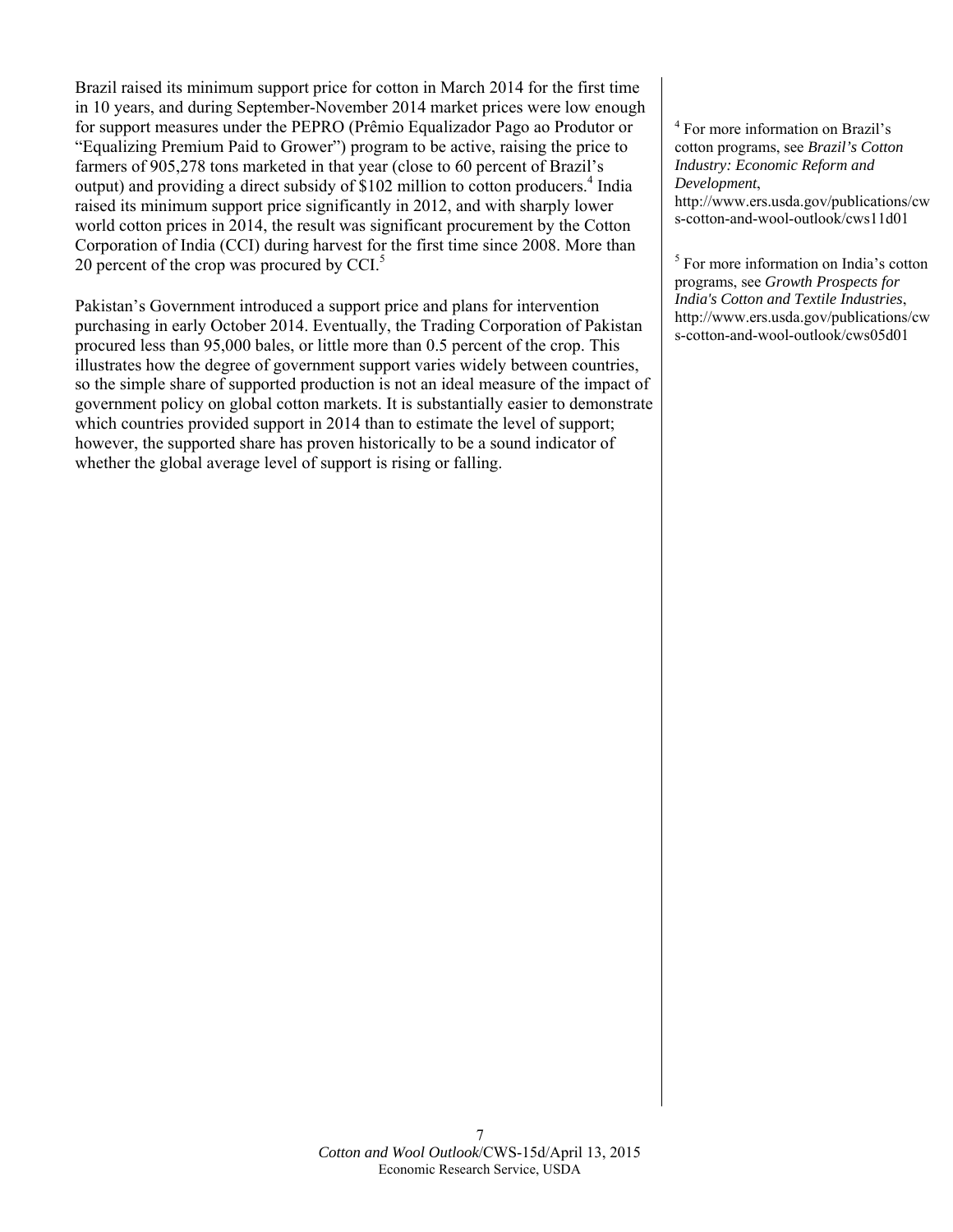Brazil raised its minimum support price for cotton in March 2014 for the first time in 10 years, and during September-November 2014 market prices were low enough for support measures under the PEPRO (Prêmio Equalizador Pago ao Produtor or "Equalizing Premium Paid to Grower") program to be active, raising the price to farmers of 905,278 tons marketed in that year (close to 60 percent of Brazil's output) and providing a direct subsidy of $102 million to cotton producers.[4] India raised its minimum support price significantly in 2012, and with sharply lower world cotton prices in 2014, the result was significant procurement by the Cotton Corporation of India (CCI) during harvest for the first time since 2008. More than 20 percent of the crop was procured by CCI.[5]

Pakistan's Government introduced a support price and plans for intervention purchasing in early October 2014. Eventually, the Trading Corporation of Pakistan procured less than 95,000 bales, or little more than 0.5 percent of the crop. This illustrates how the degree of government support varies widely between countries, so the simple share of supported production is not an ideal measure of the impact of government policy on global cotton markets. It is substantially easier to demonstrate which countries provided support in 2014 than to estimate the level of support; however, the supported share has proven historically to be a sound indicator of whether the global average level of support is rising or falling.

[4] For more information on Brazil's cotton programs, see *Brazil's Cotton Industry: Economic Reform and Development*, http://www.ers.usda.gov/publications/cws-cotton-and-wool-outlook/cws11d01

[5] For more information on India's cotton programs, see *Growth Prospects for India's Cotton and Textile Industries*, http://www.ers.usda.gov/publications/cws-cotton-and-wool-outlook/cws05d01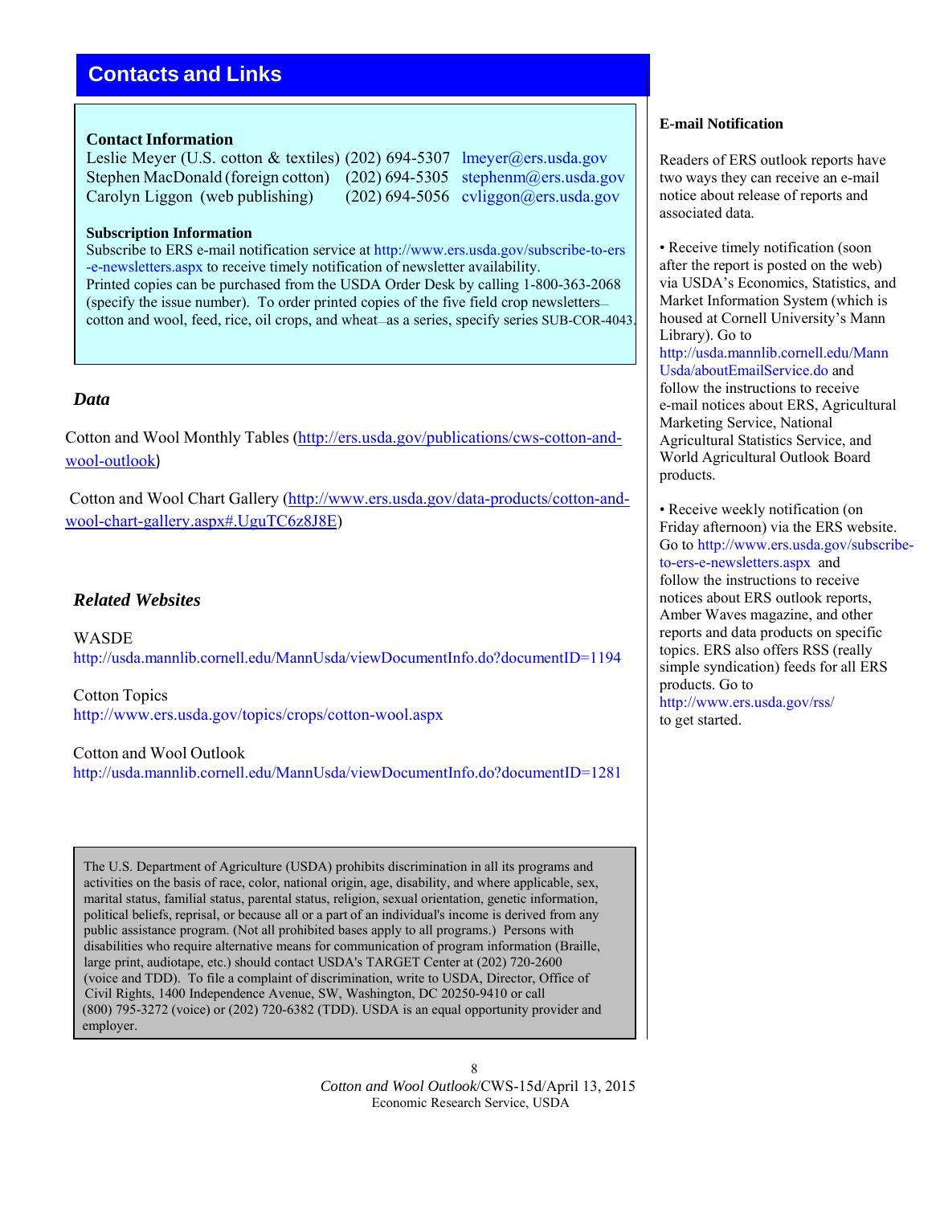## Contacts and Links

### Contact Information

Leslie Meyer (U.S. cotton & textiles) (202) 694-5307 lmeyer@ers.usda.gov
Stephen MacDonald (foreign cotton) (202) 694-5305 stephenm@ers.usda.gov
Carolyn Liggon (web publishing) (202) 694-5056 cvliggon@ers.usda.gov

### Subscription Information

Subscribe to ERS e-mail notification service at http://www.ers.usda.gov/subscribe-to-ers-e-newsletters.aspx to receive timely notification of newsletter availability.
Printed copies can be purchased from the USDA Order Desk by calling 1-800-363-2068 (specify the issue number). To order printed copies of the five field crop newsletters—cotton and wool, feed, rice, oil crops, and wheat—as a series, specify series SUB-COR-4043.

### *Data*

Cotton and Wool Monthly Tables (http://ers.usda.gov/publications/cws-cotton-and-wool-outlook)

Cotton and Wool Chart Gallery (http://www.ers.usda.gov/data-products/cotton-and-wool-chart-gallery.aspx#.UguTC6z8J8E)

### *Related Websites*

WASDE
http://usda.mannlib.cornell.edu/MannUsda/viewDocumentInfo.do?documentID=1194

Cotton Topics
http://www.ers.usda.gov/topics/crops/cotton-wool.aspx

Cotton and Wool Outlook
http://usda.mannlib.cornell.edu/MannUsda/viewDocumentInfo.do?documentID=1281

The U.S. Department of Agriculture (USDA) prohibits discrimination in all its programs and activities on the basis of race, color, national origin, age, disability, and where applicable, sex, marital status, familial status, parental status, religion, sexual orientation, genetic information, political beliefs, reprisal, or because all or a part of an individual's income is derived from any public assistance program. (Not all prohibited bases apply to all programs.) Persons with disabilities who require alternative means for communication of program information (Braille, large print, audiotape, etc.) should contact USDA's TARGET Center at (202) 720-2600 (voice and TDD). To file a complaint of discrimination, write to USDA, Director, Office of Civil Rights, 1400 Independence Avenue, SW, Washington, DC 20250-9410 or call (800) 795-3272 (voice) or (202) 720-6382 (TDD). USDA is an equal opportunity provider and employer.

### E-mail Notification

Readers of ERS outlook reports have two ways they can receive an e-mail notice about release of reports and associated data.

- Receive timely notification (soon after the report is posted on the web) via USDA's Economics, Statistics, and Market Information System (which is housed at Cornell University's Mann Library). Go to http://usda.mannlib.cornell.edu/MannUsda/aboutEmailService.do and follow the instructions to receive e-mail notices about ERS, Agricultural Marketing Service, National Agricultural Statistics Service, and World Agricultural Outlook Board products.

- Receive weekly notification (on Friday afternoon) via the ERS website. Go to http://www.ers.usda.gov/subscribe-to-ers-e-newsletters.aspx and follow the instructions to receive notices about ERS outlook reports, Amber Waves magazine, and other reports and data products on specific topics. ERS also offers RSS (really simple syndication) feeds for all ERS products. Go to http://www.ers.usda.gov/rss/ to get started.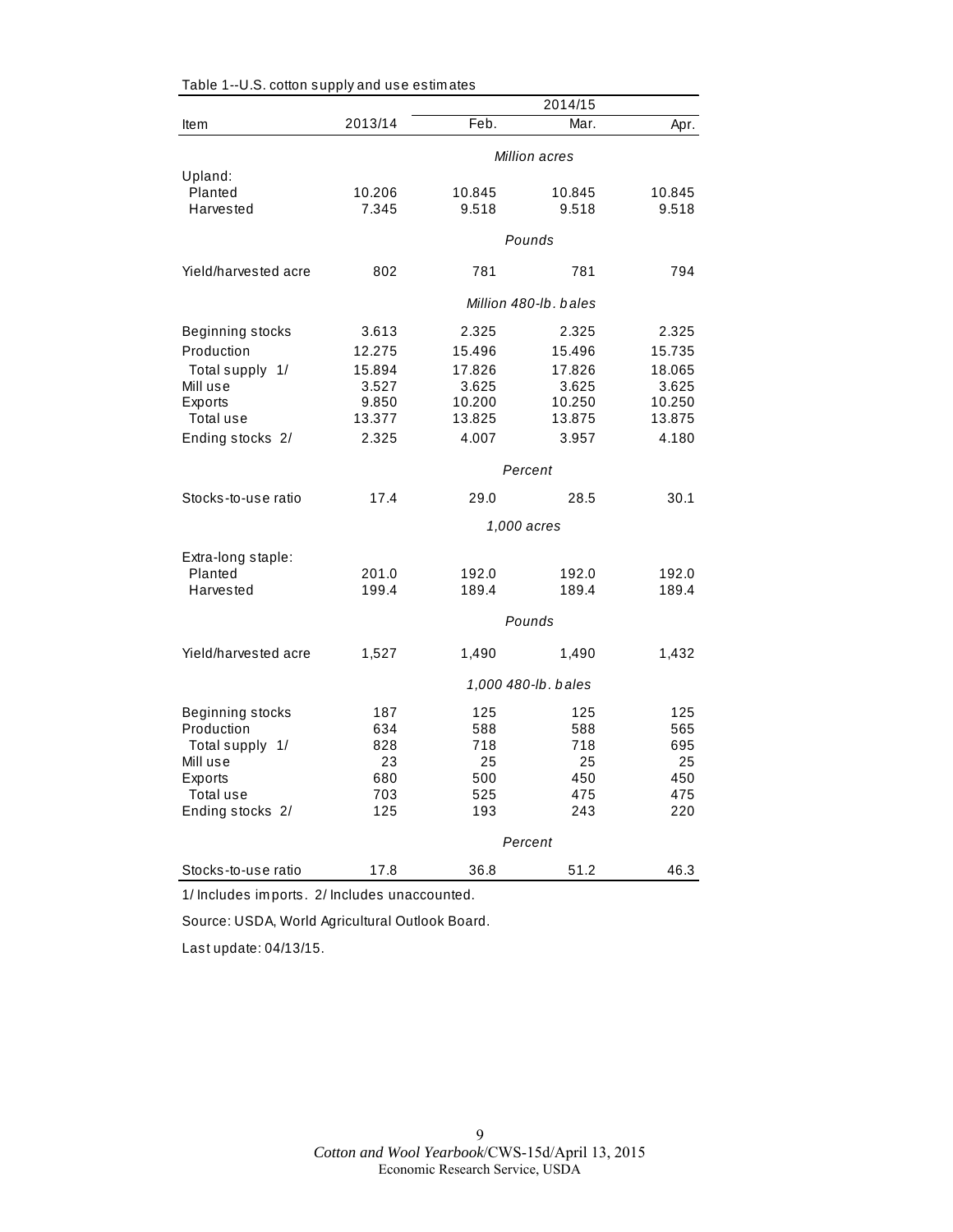Table 1--U.S. cotton supply and use estimates

| Item | 2013/14 | 2014/15 | | |
|---|---|---|---|---|
| | | Feb. | Mar. | Apr. |
| | | *Million acres* | | |
| Upland: | | | | |
| Planted | 10.206 | 10.845 | 10.845 | 10.845 |
| Harvested | 7.345 | 9.518 | 9.518 | 9.518 |
| | | *Pounds* | | |
| Yield/harvested acre | 802 | 781 | 781 | 794 |
| | | *Million 480-lb. bales* | | |
| Beginning stocks | 3.613 | 2.325 | 2.325 | 2.325 |
| Production | 12.275 | 15.496 | 15.496 | 15.735 |
| Total supply 1/ | 15.894 | 17.826 | 17.826 | 18.065 |
| Mill use | 3.527 | 3.625 | 3.625 | 3.625 |
| Exports | 9.850 | 10.200 | 10.250 | 10.250 |
| Total use | 13.377 | 13.825 | 13.875 | 13.875 |
| Ending stocks 2/ | 2.325 | 4.007 | 3.957 | 4.180 |
| | | *Percent* | | |
| Stocks-to-use ratio | 17.4 | 29.0 | 28.5 | 30.1 |
| | | *1,000 acres* | | |
| Extra-long staple: | | | | |
| Planted | 201.0 | 192.0 | 192.0 | 192.0 |
| Harvested | 199.4 | 189.4 | 189.4 | 189.4 |
| | | *Pounds* | | |
| Yield/harvested acre | 1,527 | 1,490 | 1,490 | 1,432 |
| | | *1,000 480-lb. bales* | | |
| Beginning stocks | 187 | 125 | 125 | 125 |
| Production | 634 | 588 | 588 | 565 |
| Total supply 1/ | 828 | 718 | 718 | 695 |
| Mill use | 23 | 25 | 25 | 25 |
| Exports | 680 | 500 | 450 | 450 |
| Total use | 703 | 525 | 475 | 475 |
| Ending stocks 2/ | 125 | 193 | 243 | 220 |
| | | *Percent* | | |
| Stocks-to-use ratio | 17.8 | 36.8 | 51.2 | 46.3 |

1/ Includes imports. 2/ Includes unaccounted.

Source: USDA, World Agricultural Outlook Board.

Last update: 04/13/15.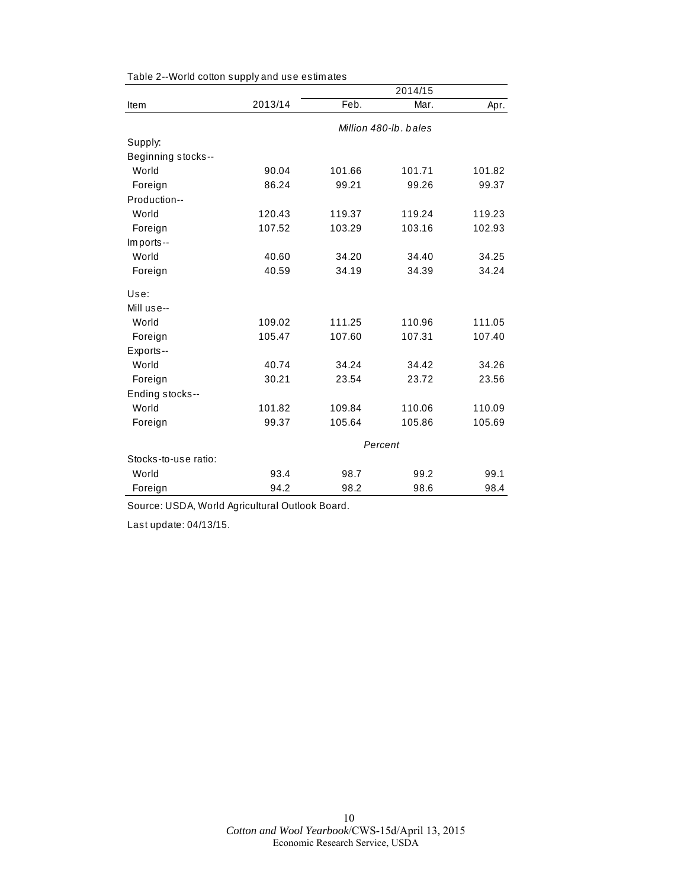Table 2--World cotton supply and use estimates

| Item | 2013/14 | 2014/15 | | |
|---|---|---|---|---|
| | | Feb. | Mar. | Apr. |
| | | *Million 480-lb. bales* | | |
| Supply: | | | | |
| Beginning stocks-- | | | | |
| World | 90.04 | 101.66 | 101.71 | 101.82 |
| Foreign | 86.24 | 99.21 | 99.26 | 99.37 |
| Production-- | | | | |
| World | 120.43 | 119.37 | 119.24 | 119.23 |
| Foreign | 107.52 | 103.29 | 103.16 | 102.93 |
| Imports-- | | | | |
| World | 40.60 | 34.20 | 34.40 | 34.25 |
| Foreign | 40.59 | 34.19 | 34.39 | 34.24 |
| Use: | | | | |
| Mill use-- | | | | |
| World | 109.02 | 111.25 | 110.96 | 111.05 |
| Foreign | 105.47 | 107.60 | 107.31 | 107.40 |
| Exports-- | | | | |
| World | 40.74 | 34.24 | 34.42 | 34.26 |
| Foreign | 30.21 | 23.54 | 23.72 | 23.56 |
| Ending stocks-- | | | | |
| World | 101.82 | 109.84 | 110.06 | 110.09 |
| Foreign | 99.37 | 105.64 | 105.86 | 105.69 |
| | | *Percent* | | |
| Stocks-to-use ratio: | | | | |
| World | 93.4 | 98.7 | 99.2 | 99.1 |
| Foreign | 94.2 | 98.2 | 98.6 | 98.4 |

Source: USDA, World Agricultural Outlook Board.

Last update: 04/13/15.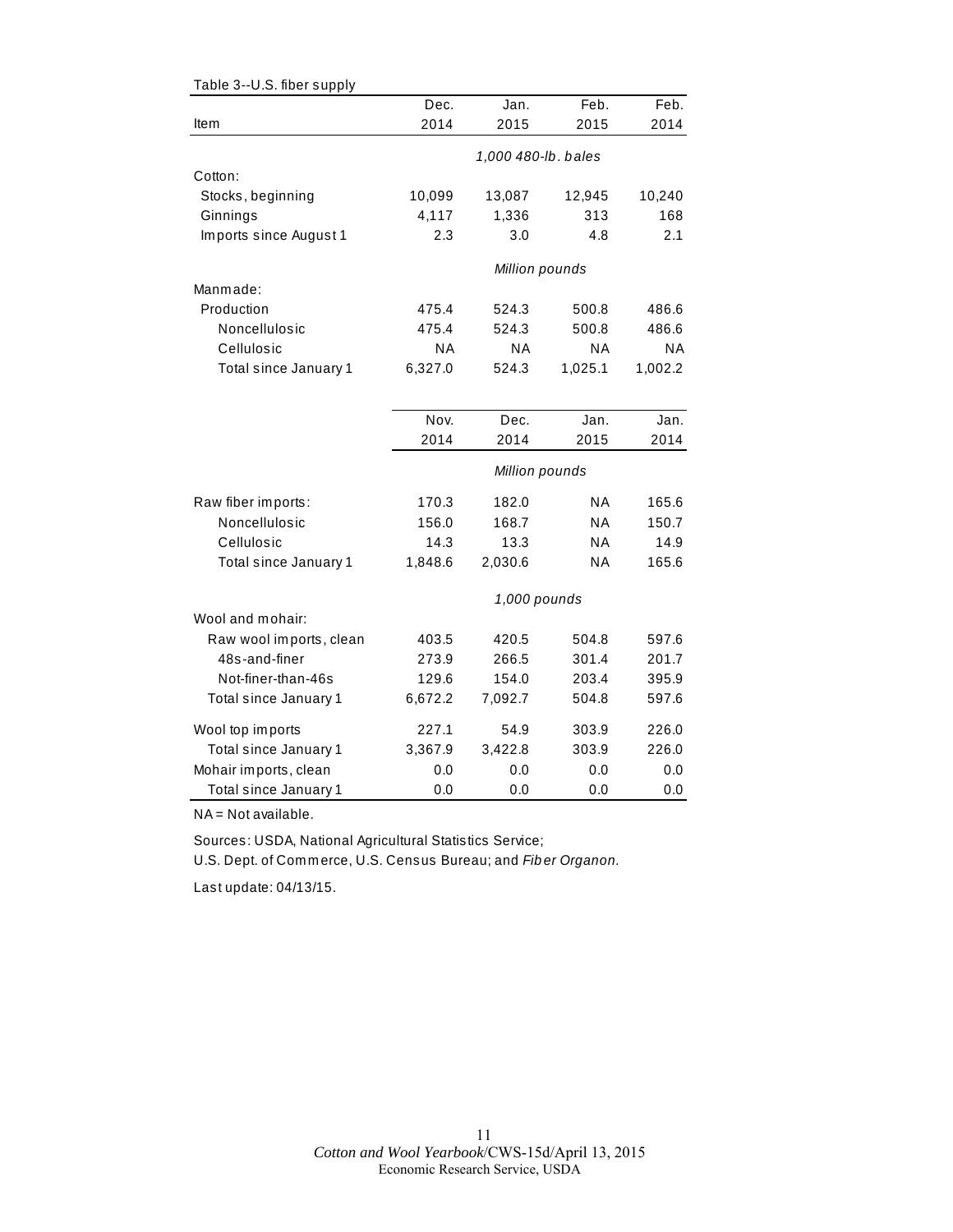Table 3--U.S. fiber supply

| Item | Dec. 2014 | Jan. 2015 | Feb. 2015 | Feb. 2014 |
|---|---|---|---|---|
| | *1,000 480-lb. bales* | | | |
| Cotton: | | | | |
| Stocks, beginning | 10,099 | 13,087 | 12,945 | 10,240 |
| Ginnings | 4,117 | 1,336 | 313 | 168 |
| Imports since August 1 | 2.3 | 3.0 | 4.8 | 2.1 |
| | *Million pounds* | | | |
| Manmade: | | | | |
| Production | 475.4 | 524.3 | 500.8 | 486.6 |
| Noncellulosic | 475.4 | 524.3 | 500.8 | 486.6 |
| Cellulosic | NA | NA | NA | NA |
| Total since January 1 | 6,327.0 | 524.3 | 1,025.1 | 1,002.2 |

| Item | Nov. 2014 | Dec. 2014 | Jan. 2015 | Jan. 2014 |
|---|---|---|---|---|
| | *Million pounds* | | | |
| Raw fiber imports: | 170.3 | 182.0 | NA | 165.6 |
| Noncellulosic | 156.0 | 168.7 | NA | 150.7 |
| Cellulosic | 14.3 | 13.3 | NA | 14.9 |
| Total since January 1 | 1,848.6 | 2,030.6 | NA | 165.6 |
| | *1,000 pounds* | | | |
| Wool and mohair: | | | | |
| Raw wool imports, clean | 403.5 | 420.5 | 504.8 | 597.6 |
| 48s-and-finer | 273.9 | 266.5 | 301.4 | 201.7 |
| Not-finer-than-46s | 129.6 | 154.0 | 203.4 | 395.9 |
| Total since January 1 | 6,672.2 | 7,092.7 | 504.8 | 597.6 |
| Wool top imports | 227.1 | 54.9 | 303.9 | 226.0 |
| Total since January 1 | 3,367.9 | 3,422.8 | 303.9 | 226.0 |
| Mohair imports, clean | 0.0 | 0.0 | 0.0 | 0.0 |
| Total since January 1 | 0.0 | 0.0 | 0.0 | 0.0 |

NA = Not available.

Sources: USDA, National Agricultural Statistics Service;
U.S. Dept. of Commerce, U.S. Census Bureau; and *Fiber Organon*.

Last update: 04/13/15.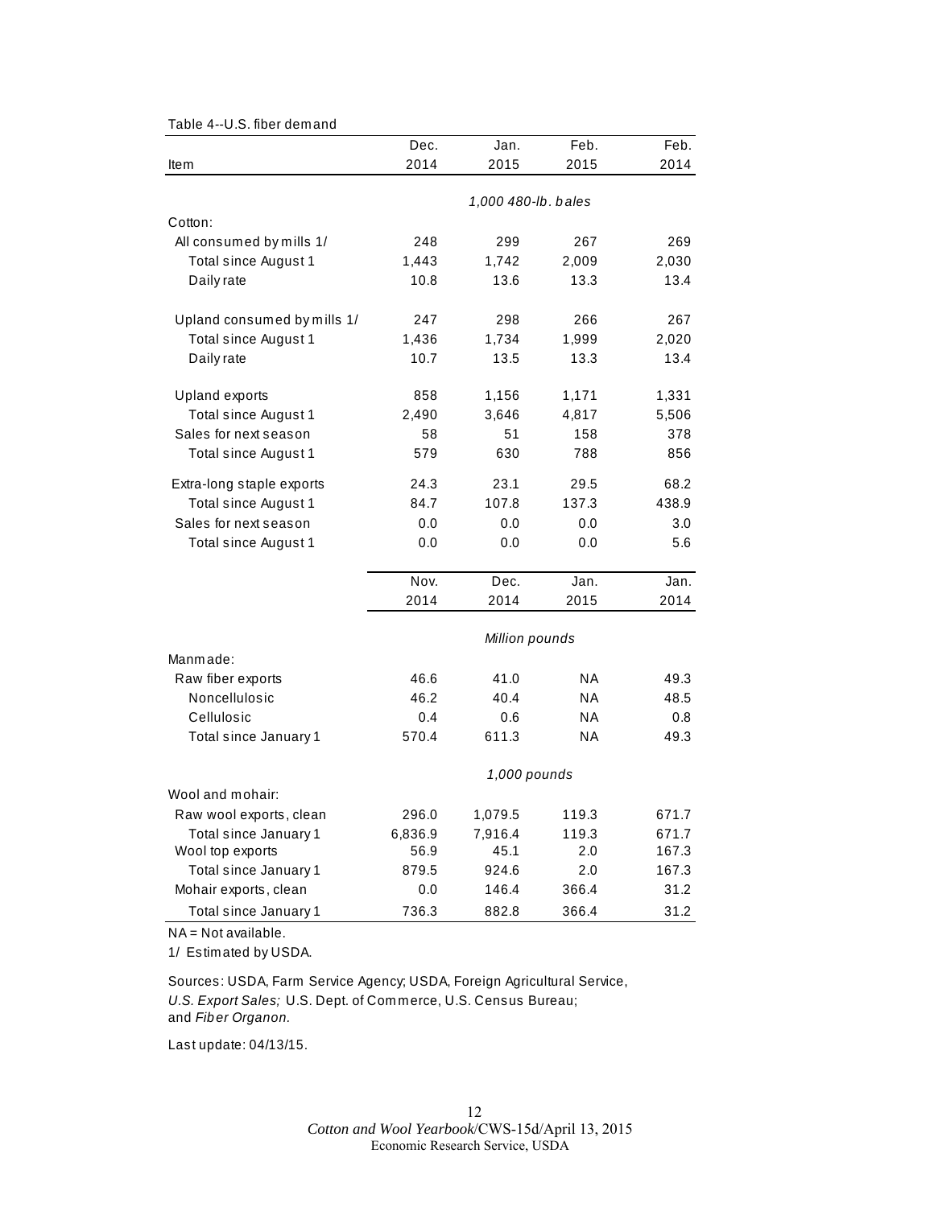Table 4--U.S. fiber demand

| Item | Dec. 2014 | Jan. 2015 | Feb. 2015 | Feb. 2014 |
|---|---|---|---|---|
| | *1,000 480-lb. bales* | | | |
| Cotton: | | | | |
| All consumed by mills 1/ | 248 | 299 | 267 | 269 |
| Total since August 1 | 1,443 | 1,742 | 2,009 | 2,030 |
| Daily rate | 10.8 | 13.6 | 13.3 | 13.4 |
| Upland consumed by mills 1/ | 247 | 298 | 266 | 267 |
| Total since August 1 | 1,436 | 1,734 | 1,999 | 2,020 |
| Daily rate | 10.7 | 13.5 | 13.3 | 13.4 |
| Upland exports | 858 | 1,156 | 1,171 | 1,331 |
| Total since August 1 | 2,490 | 3,646 | 4,817 | 5,506 |
| Sales for next season | 58 | 51 | 158 | 378 |
| Total since August 1 | 579 | 630 | 788 | 856 |
| Extra-long staple exports | 24.3 | 23.1 | 29.5 | 68.2 |
| Total since August 1 | 84.7 | 107.8 | 137.3 | 438.9 |
| Sales for next season | 0.0 | 0.0 | 0.0 | 3.0 |
| Total since August 1 | 0.0 | 0.0 | 0.0 | 5.6 |
| | **Nov. 2014** | **Dec. 2014** | **Jan. 2015** | **Jan. 2014** |
| | *Million pounds* | | | |
| Manmade: | | | | |
| Raw fiber exports | 46.6 | 41.0 | NA | 49.3 |
| Noncellulosic | 46.2 | 40.4 | NA | 48.5 |
| Cellulosic | 0.4 | 0.6 | NA | 0.8 |
| Total since January 1 | 570.4 | 611.3 | NA | 49.3 |
| | *1,000 pounds* | | | |
| Wool and mohair: | | | | |
| Raw wool exports, clean | 296.0 | 1,079.5 | 119.3 | 671.7 |
| Total since January 1 | 6,836.9 | 7,916.4 | 119.3 | 671.7 |
| Wool top exports | 56.9 | 45.1 | 2.0 | 167.3 |
| Total since January 1 | 879.5 | 924.6 | 2.0 | 167.3 |
| Mohair exports, clean | 0.0 | 146.4 | 366.4 | 31.2 |
| Total since January 1 | 736.3 | 882.8 | 366.4 | 31.2 |

NA = Not available.

1/ Estimated by USDA.

Sources: USDA, Farm Service Agency; USDA, Foreign Agricultural Service, *U.S. Export Sales;* U.S. Dept. of Commerce, U.S. Census Bureau; and *Fiber Organon.*

Last update: 04/13/15.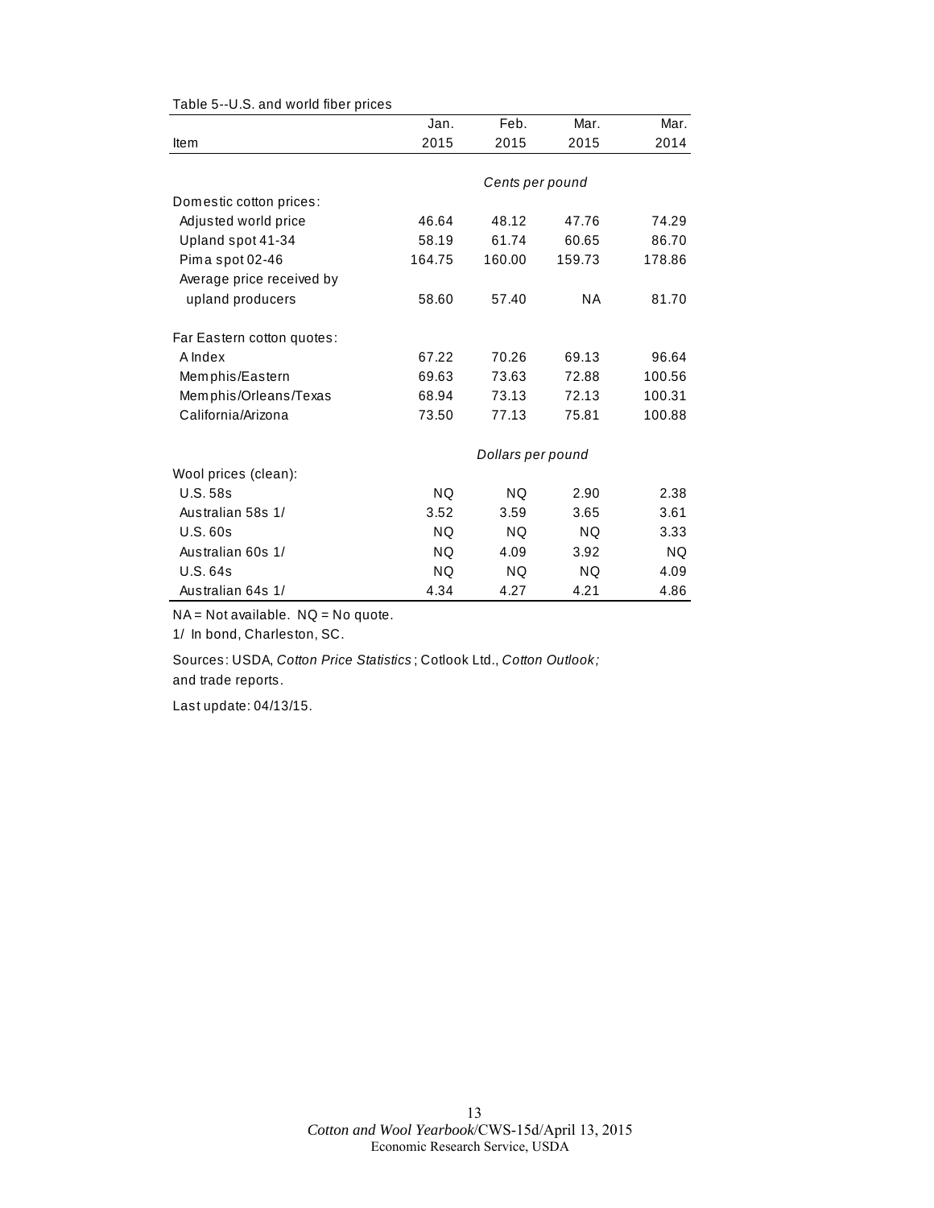Table 5--U.S. and world fiber prices

| Item | Jan. 2015 | Feb. 2015 | Mar. 2015 | Mar. 2014 |
|---|---|---|---|---|
| | Cents per pound | | | |
| Domestic cotton prices: | | | | |
| Adjusted world price | 46.64 | 48.12 | 47.76 | 74.29 |
| Upland spot 41-34 | 58.19 | 61.74 | 60.65 | 86.70 |
| Pima spot 02-46 | 164.75 | 160.00 | 159.73 | 178.86 |
| Average price received by upland producers | 58.60 | 57.40 | NA | 81.70 |
| Far Eastern cotton quotes: | | | | |
| A Index | 67.22 | 70.26 | 69.13 | 96.64 |
| Memphis/Eastern | 69.63 | 73.63 | 72.88 | 100.56 |
| Memphis/Orleans/Texas | 68.94 | 73.13 | 72.13 | 100.31 |
| California/Arizona | 73.50 | 77.13 | 75.81 | 100.88 |
| | Dollars per pound | | | |
| Wool prices (clean): | | | | |
| U.S. 58s | NQ | NQ | 2.90 | 2.38 |
| Australian 58s 1/ | 3.52 | 3.59 | 3.65 | 3.61 |
| U.S. 60s | NQ | NQ | NQ | 3.33 |
| Australian 60s 1/ | NQ | 4.09 | 3.92 | NQ |
| U.S. 64s | NQ | NQ | NQ | 4.09 |
| Australian 64s 1/ | 4.34 | 4.27 | 4.21 | 4.86 |

NA = Not available. NQ = No quote.

1/ In bond, Charleston, SC.

Sources: USDA, *Cotton Price Statistics*; Cotlook Ltd., *Cotton Outlook;* and trade reports.

Last update: 04/13/15.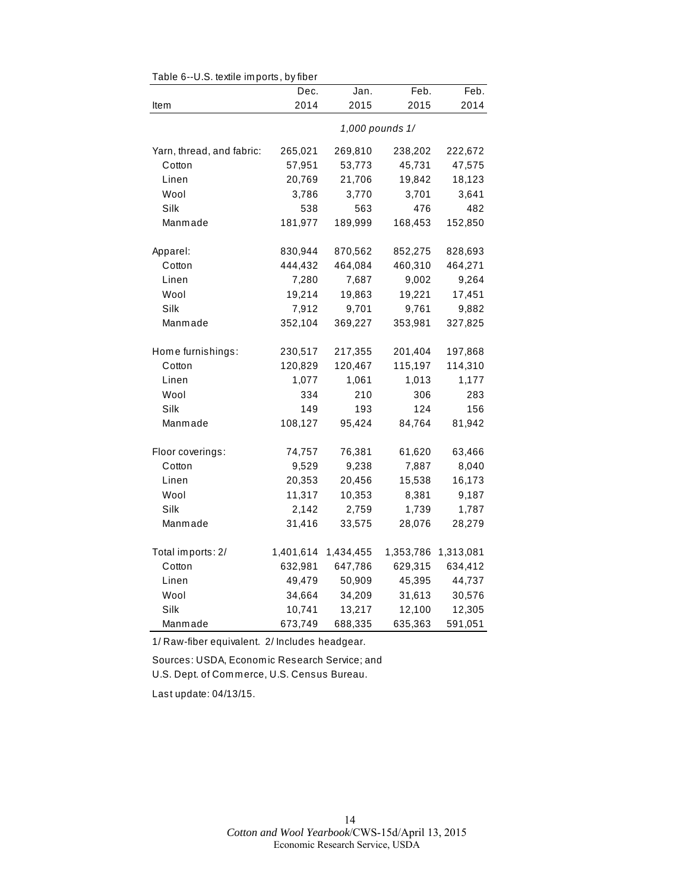Table 6--U.S. textile imports, by fiber

| Item | Dec. 2014 | Jan. 2015 | Feb. 2015 | Feb. 2014 |
|---|---|---|---|---|
| | *1,000 pounds 1/* | | | |
| Yarn, thread, and fabric: | 265,021 | 269,810 | 238,202 | 222,672 |
| Cotton | 57,951 | 53,773 | 45,731 | 47,575 |
| Linen | 20,769 | 21,706 | 19,842 | 18,123 |
| Wool | 3,786 | 3,770 | 3,701 | 3,641 |
| Silk | 538 | 563 | 476 | 482 |
| Manmade | 181,977 | 189,999 | 168,453 | 152,850 |
| Apparel: | 830,944 | 870,562 | 852,275 | 828,693 |
| Cotton | 444,432 | 464,084 | 460,310 | 464,271 |
| Linen | 7,280 | 7,687 | 9,002 | 9,264 |
| Wool | 19,214 | 19,863 | 19,221 | 17,451 |
| Silk | 7,912 | 9,701 | 9,761 | 9,882 |
| Manmade | 352,104 | 369,227 | 353,981 | 327,825 |
| Home furnishings: | 230,517 | 217,355 | 201,404 | 197,868 |
| Cotton | 120,829 | 120,467 | 115,197 | 114,310 |
| Linen | 1,077 | 1,061 | 1,013 | 1,177 |
| Wool | 334 | 210 | 306 | 283 |
| Silk | 149 | 193 | 124 | 156 |
| Manmade | 108,127 | 95,424 | 84,764 | 81,942 |
| Floor coverings: | 74,757 | 76,381 | 61,620 | 63,466 |
| Cotton | 9,529 | 9,238 | 7,887 | 8,040 |
| Linen | 20,353 | 20,456 | 15,538 | 16,173 |
| Wool | 11,317 | 10,353 | 8,381 | 9,187 |
| Silk | 2,142 | 2,759 | 1,739 | 1,787 |
| Manmade | 31,416 | 33,575 | 28,076 | 28,279 |
| Total imports: 2/ | 1,401,614 | 1,434,455 | 1,353,786 | 1,313,081 |
| Cotton | 632,981 | 647,786 | 629,315 | 634,412 |
| Linen | 49,479 | 50,909 | 45,395 | 44,737 |
| Wool | 34,664 | 34,209 | 31,613 | 30,576 |
| Silk | 10,741 | 13,217 | 12,100 | 12,305 |
| Manmade | 673,749 | 688,335 | 635,363 | 591,051 |

1/ Raw-fiber equivalent. 2/ Includes headgear.

Sources: USDA, Economic Research Service; and U.S. Dept. of Commerce, U.S. Census Bureau.

Last update: 04/13/15.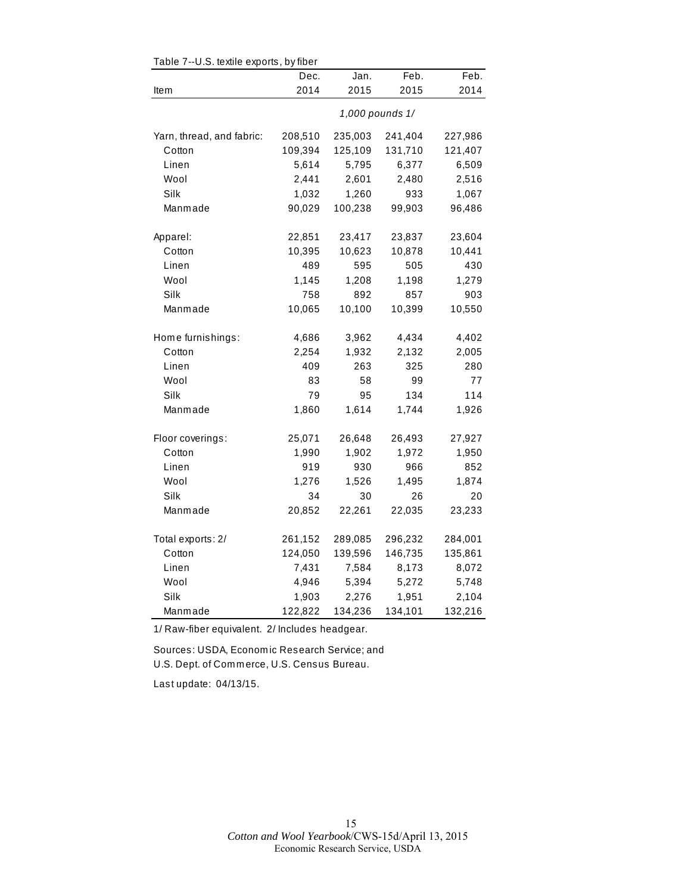Table 7--U.S. textile exports, by fiber

| Item | Dec. 2014 | Jan. 2015 | Feb. 2015 | Feb. 2014 |
|---|---|---|---|---|
| | *1,000 pounds 1/* | | | |
| Yarn, thread, and fabric: | 208,510 | 235,003 | 241,404 | 227,986 |
| Cotton | 109,394 | 125,109 | 131,710 | 121,407 |
| Linen | 5,614 | 5,795 | 6,377 | 6,509 |
| Wool | 2,441 | 2,601 | 2,480 | 2,516 |
| Silk | 1,032 | 1,260 | 933 | 1,067 |
| Manmade | 90,029 | 100,238 | 99,903 | 96,486 |
| Apparel: | 22,851 | 23,417 | 23,837 | 23,604 |
| Cotton | 10,395 | 10,623 | 10,878 | 10,441 |
| Linen | 489 | 595 | 505 | 430 |
| Wool | 1,145 | 1,208 | 1,198 | 1,279 |
| Silk | 758 | 892 | 857 | 903 |
| Manmade | 10,065 | 10,100 | 10,399 | 10,550 |
| Home furnishings: | 4,686 | 3,962 | 4,434 | 4,402 |
| Cotton | 2,254 | 1,932 | 2,132 | 2,005 |
| Linen | 409 | 263 | 325 | 280 |
| Wool | 83 | 58 | 99 | 77 |
| Silk | 79 | 95 | 134 | 114 |
| Manmade | 1,860 | 1,614 | 1,744 | 1,926 |
| Floor coverings: | 25,071 | 26,648 | 26,493 | 27,927 |
| Cotton | 1,990 | 1,902 | 1,972 | 1,950 |
| Linen | 919 | 930 | 966 | 852 |
| Wool | 1,276 | 1,526 | 1,495 | 1,874 |
| Silk | 34 | 30 | 26 | 20 |
| Manmade | 20,852 | 22,261 | 22,035 | 23,233 |
| Total exports: 2/ | 261,152 | 289,085 | 296,232 | 284,001 |
| Cotton | 124,050 | 139,596 | 146,735 | 135,861 |
| Linen | 7,431 | 7,584 | 8,173 | 8,072 |
| Wool | 4,946 | 5,394 | 5,272 | 5,748 |
| Silk | 1,903 | 2,276 | 1,951 | 2,104 |
| Manmade | 122,822 | 134,236 | 134,101 | 132,216 |

1/ Raw-fiber equivalent. 2/ Includes headgear.

Sources: USDA, Economic Research Service; and U.S. Dept. of Commerce, U.S. Census Bureau.

Last update: 04/13/15.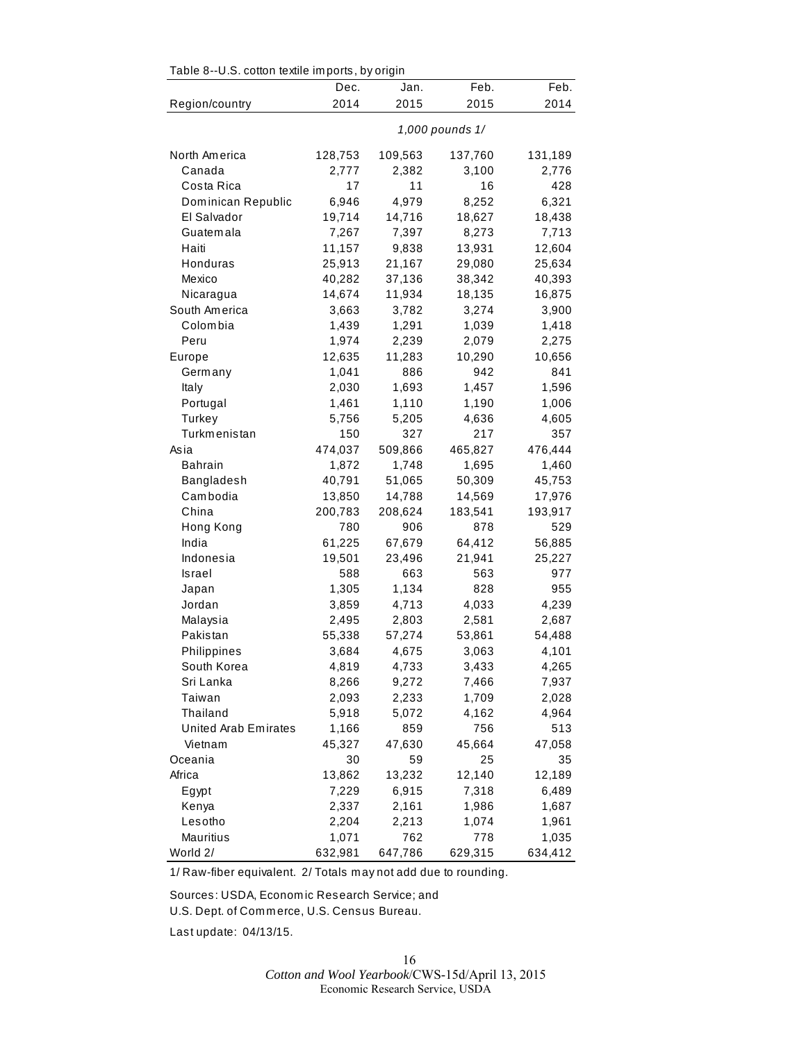Table 8--U.S. cotton textile imports, by origin

| Region/country | Dec. 2014 | Jan. 2015 | Feb. 2015 | Feb. 2014 |
|---|---|---|---|---|
| | *1,000 pounds 1/* | | | |
| North America | 128,753 | 109,563 | 137,760 | 131,189 |
| Canada | 2,777 | 2,382 | 3,100 | 2,776 |
| Costa Rica | 17 | 11 | 16 | 428 |
| Dominican Republic | 6,946 | 4,979 | 8,252 | 6,321 |
| El Salvador | 19,714 | 14,716 | 18,627 | 18,438 |
| Guatemala | 7,267 | 7,397 | 8,273 | 7,713 |
| Haiti | 11,157 | 9,838 | 13,931 | 12,604 |
| Honduras | 25,913 | 21,167 | 29,080 | 25,634 |
| Mexico | 40,282 | 37,136 | 38,342 | 40,393 |
| Nicaragua | 14,674 | 11,934 | 18,135 | 16,875 |
| South America | 3,663 | 3,782 | 3,274 | 3,900 |
| Colombia | 1,439 | 1,291 | 1,039 | 1,418 |
| Peru | 1,974 | 2,239 | 2,079 | 2,275 |
| Europe | 12,635 | 11,283 | 10,290 | 10,656 |
| Germany | 1,041 | 886 | 942 | 841 |
| Italy | 2,030 | 1,693 | 1,457 | 1,596 |
| Portugal | 1,461 | 1,110 | 1,190 | 1,006 |
| Turkey | 5,756 | 5,205 | 4,636 | 4,605 |
| Turkmenistan | 150 | 327 | 217 | 357 |
| Asia | 474,037 | 509,866 | 465,827 | 476,444 |
| Bahrain | 1,872 | 1,748 | 1,695 | 1,460 |
| Bangladesh | 40,791 | 51,065 | 50,309 | 45,753 |
| Cambodia | 13,850 | 14,788 | 14,569 | 17,976 |
| China | 200,783 | 208,624 | 183,541 | 193,917 |
| Hong Kong | 780 | 906 | 878 | 529 |
| India | 61,225 | 67,679 | 64,412 | 56,885 |
| Indonesia | 19,501 | 23,496 | 21,941 | 25,227 |
| Israel | 588 | 663 | 563 | 977 |
| Japan | 1,305 | 1,134 | 828 | 955 |
| Jordan | 3,859 | 4,713 | 4,033 | 4,239 |
| Malaysia | 2,495 | 2,803 | 2,581 | 2,687 |
| Pakistan | 55,338 | 57,274 | 53,861 | 54,488 |
| Philippines | 3,684 | 4,675 | 3,063 | 4,101 |
| South Korea | 4,819 | 4,733 | 3,433 | 4,265 |
| Sri Lanka | 8,266 | 9,272 | 7,466 | 7,937 |
| Taiwan | 2,093 | 2,233 | 1,709 | 2,028 |
| Thailand | 5,918 | 5,072 | 4,162 | 4,964 |
| United Arab Emirates | 1,166 | 859 | 756 | 513 |
| Vietnam | 45,327 | 47,630 | 45,664 | 47,058 |
| Oceania | 30 | 59 | 25 | 35 |
| Africa | 13,862 | 13,232 | 12,140 | 12,189 |
| Egypt | 7,229 | 6,915 | 7,318 | 6,489 |
| Kenya | 2,337 | 2,161 | 1,986 | 1,687 |
| Lesotho | 2,204 | 2,213 | 1,074 | 1,961 |
| Mauritius | 1,071 | 762 | 778 | 1,035 |
| World 2/ | 632,981 | 647,786 | 629,315 | 634,412 |

1/ Raw-fiber equivalent. 2/ Totals may not add due to rounding.

Sources: USDA, Economic Research Service; and
U.S. Dept. of Commerce, U.S. Census Bureau.

Last update: 04/13/15.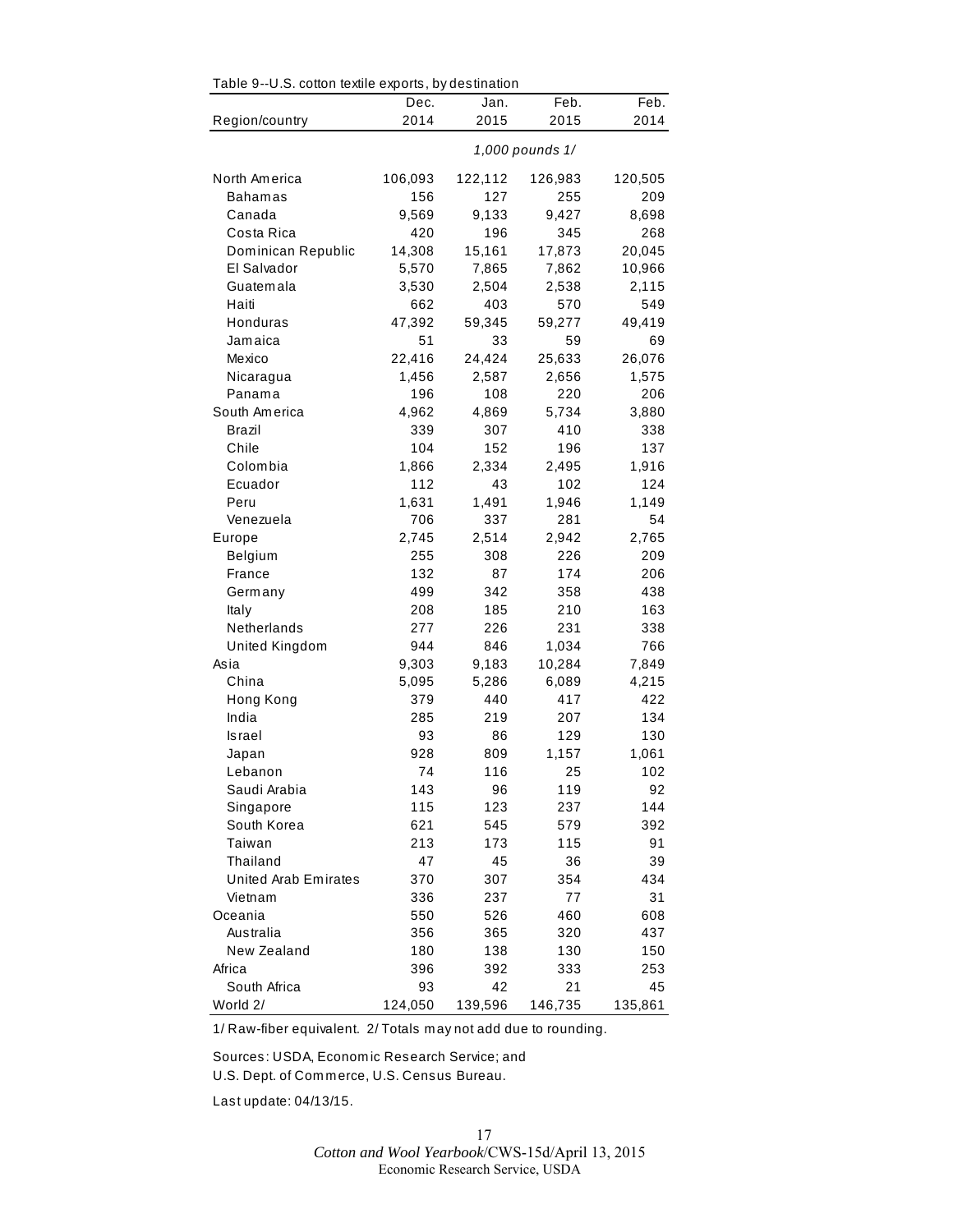Table 9--U.S. cotton textile exports, by destination

| Region/country | Dec. 2014 | Jan. 2015 | Feb. 2015 | Feb. 2014 |
|---|---|---|---|---|
| | *1,000 pounds 1/* | | | |
| North America | 106,093 | 122,112 | 126,983 | 120,505 |
| Bahamas | 156 | 127 | 255 | 209 |
| Canada | 9,569 | 9,133 | 9,427 | 8,698 |
| Costa Rica | 420 | 196 | 345 | 268 |
| Dominican Republic | 14,308 | 15,161 | 17,873 | 20,045 |
| El Salvador | 5,570 | 7,865 | 7,862 | 10,966 |
| Guatemala | 3,530 | 2,504 | 2,538 | 2,115 |
| Haiti | 662 | 403 | 570 | 549 |
| Honduras | 47,392 | 59,345 | 59,277 | 49,419 |
| Jamaica | 51 | 33 | 59 | 69 |
| Mexico | 22,416 | 24,424 | 25,633 | 26,076 |
| Nicaragua | 1,456 | 2,587 | 2,656 | 1,575 |
| Panama | 196 | 108 | 220 | 206 |
| South America | 4,962 | 4,869 | 5,734 | 3,880 |
| Brazil | 339 | 307 | 410 | 338 |
| Chile | 104 | 152 | 196 | 137 |
| Colombia | 1,866 | 2,334 | 2,495 | 1,916 |
| Ecuador | 112 | 43 | 102 | 124 |
| Peru | 1,631 | 1,491 | 1,946 | 1,149 |
| Venezuela | 706 | 337 | 281 | 54 |
| Europe | 2,745 | 2,514 | 2,942 | 2,765 |
| Belgium | 255 | 308 | 226 | 209 |
| France | 132 | 87 | 174 | 206 |
| Germany | 499 | 342 | 358 | 438 |
| Italy | 208 | 185 | 210 | 163 |
| Netherlands | 277 | 226 | 231 | 338 |
| United Kingdom | 944 | 846 | 1,034 | 766 |
| Asia | 9,303 | 9,183 | 10,284 | 7,849 |
| China | 5,095 | 5,286 | 6,089 | 4,215 |
| Hong Kong | 379 | 440 | 417 | 422 |
| India | 285 | 219 | 207 | 134 |
| Israel | 93 | 86 | 129 | 130 |
| Japan | 928 | 809 | 1,157 | 1,061 |
| Lebanon | 74 | 116 | 25 | 102 |
| Saudi Arabia | 143 | 96 | 119 | 92 |
| Singapore | 115 | 123 | 237 | 144 |
| South Korea | 621 | 545 | 579 | 392 |
| Taiwan | 213 | 173 | 115 | 91 |
| Thailand | 47 | 45 | 36 | 39 |
| United Arab Emirates | 370 | 307 | 354 | 434 |
| Vietnam | 336 | 237 | 77 | 31 |
| Oceania | 550 | 526 | 460 | 608 |
| Australia | 356 | 365 | 320 | 437 |
| New Zealand | 180 | 138 | 130 | 150 |
| Africa | 396 | 392 | 333 | 253 |
| South Africa | 93 | 42 | 21 | 45 |
| World 2/ | 124,050 | 139,596 | 146,735 | 135,861 |

1/ Raw-fiber equivalent. 2/ Totals may not add due to rounding.

Sources: USDA, Economic Research Service; and
U.S. Dept. of Commerce, U.S. Census Bureau.

Last update: 04/13/15.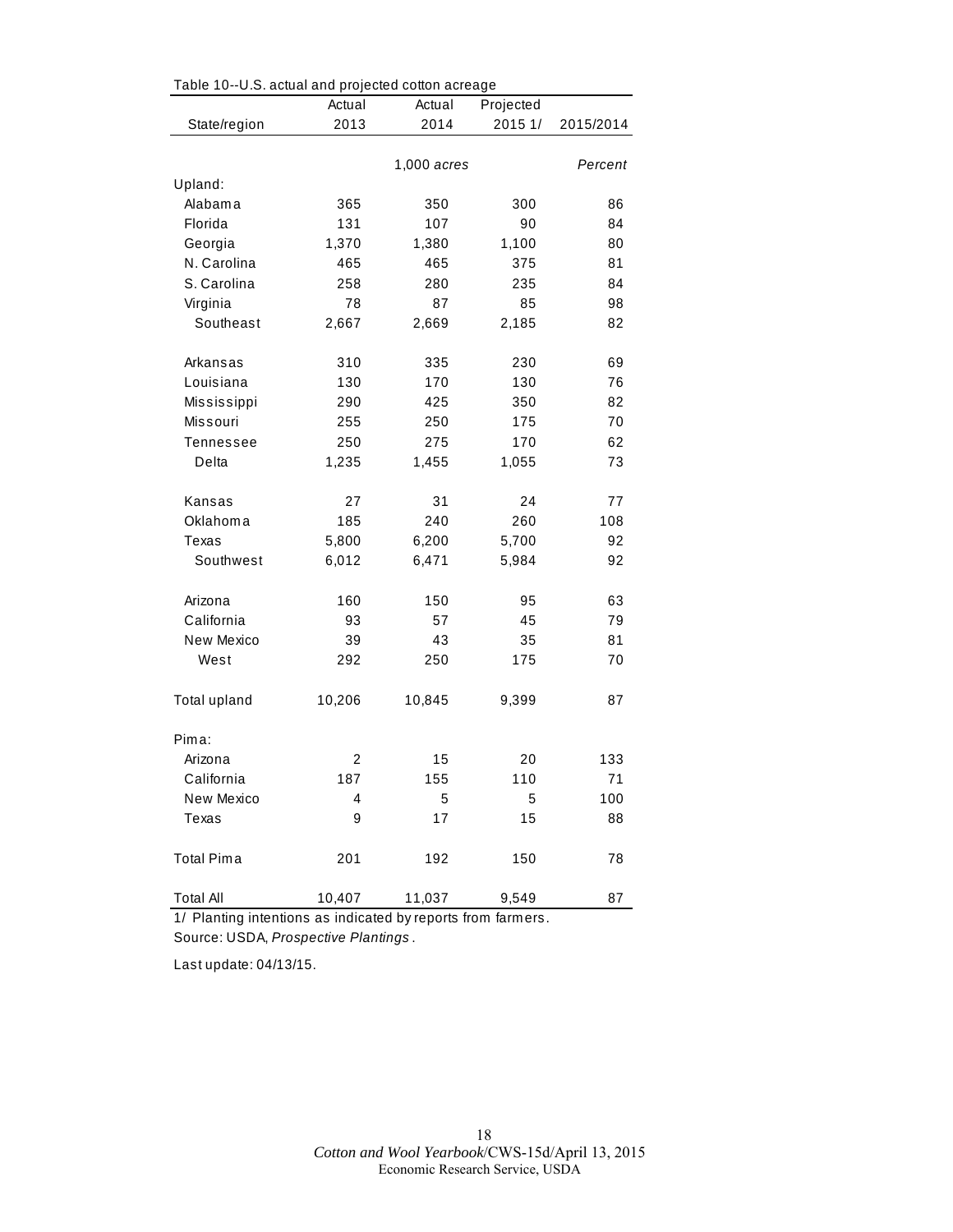Table 10--U.S. actual and projected cotton acreage

| State/region | Actual 2013 | Actual 2014 | Projected 2015 1/ | 2015/2014 |
|---|---|---|---|---|
| | | *1,000 acres* | | *Percent* |
| Upland: | | | | |
| Alabama | 365 | 350 | 300 | 86 |
| Florida | 131 | 107 | 90 | 84 |
| Georgia | 1,370 | 1,380 | 1,100 | 80 |
| N. Carolina | 465 | 465 | 375 | 81 |
| S. Carolina | 258 | 280 | 235 | 84 |
| Virginia | 78 | 87 | 85 | 98 |
| Southeast | 2,667 | 2,669 | 2,185 | 82 |
| | | | | |
| Arkansas | 310 | 335 | 230 | 69 |
| Louisiana | 130 | 170 | 130 | 76 |
| Mississippi | 290 | 425 | 350 | 82 |
| Missouri | 255 | 250 | 175 | 70 |
| Tennessee | 250 | 275 | 170 | 62 |
| Delta | 1,235 | 1,455 | 1,055 | 73 |
| | | | | |
| Kansas | 27 | 31 | 24 | 77 |
| Oklahoma | 185 | 240 | 260 | 108 |
| Texas | 5,800 | 6,200 | 5,700 | 92 |
| Southwest | 6,012 | 6,471 | 5,984 | 92 |
| | | | | |
| Arizona | 160 | 150 | 95 | 63 |
| California | 93 | 57 | 45 | 79 |
| New Mexico | 39 | 43 | 35 | 81 |
| West | 292 | 250 | 175 | 70 |
| | | | | |
| Total upland | 10,206 | 10,845 | 9,399 | 87 |
| | | | | |
| Pima: | | | | |
| Arizona | 2 | 15 | 20 | 133 |
| California | 187 | 155 | 110 | 71 |
| New Mexico | 4 | 5 | 5 | 100 |
| Texas | 9 | 17 | 15 | 88 |
| | | | | |
| Total Pima | 201 | 192 | 150 | 78 |
| | | | | |
| Total All | 10,407 | 11,037 | 9,549 | 87 |

1/ Planting intentions as indicated by reports from farmers.

Source: USDA, *Prospective Plantings*.

Last update: 04/13/15.